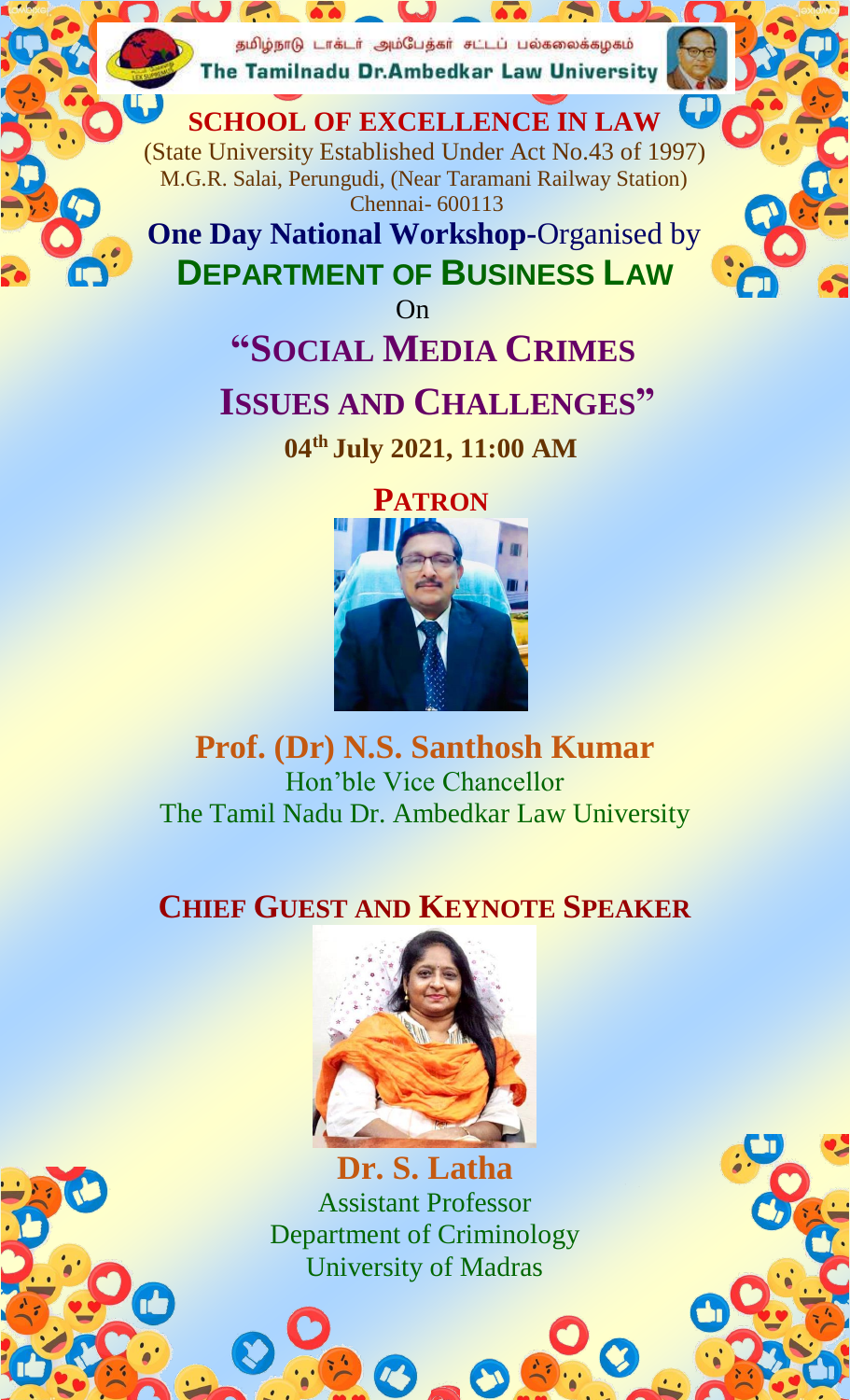தமிழ்நாடு டாக்டர் அம்பேத்கர் சட்டப் பல்கலைக்கழகம்

**The Tamilnadu Dr.Ambedkar Law University**

## SCHOOL OF EXCELLENCE IN LAW

(State University Established Under Act No.43 of 1997)
M.G.R. Salai, Perungudi, (Near Taramani Railway Station)
Chennai- 600113

**One Day National Workshop**-Organised by

## DEPARTMENT OF BUSINESS LAW

On

# "SOCIAL MEDIA CRIMES ISSUES AND CHALLENGES"

**04th July 2021, 11:00 AM**

## PATRON

**Prof. (Dr) N.S. Santhosh Kumar**
Hon'ble Vice Chancellor
The Tamil Nadu Dr. Ambedkar Law University

## CHIEF GUEST AND KEYNOTE SPEAKER

**Dr. S. Latha**
Assistant Professor
Department of Criminology
University of Madras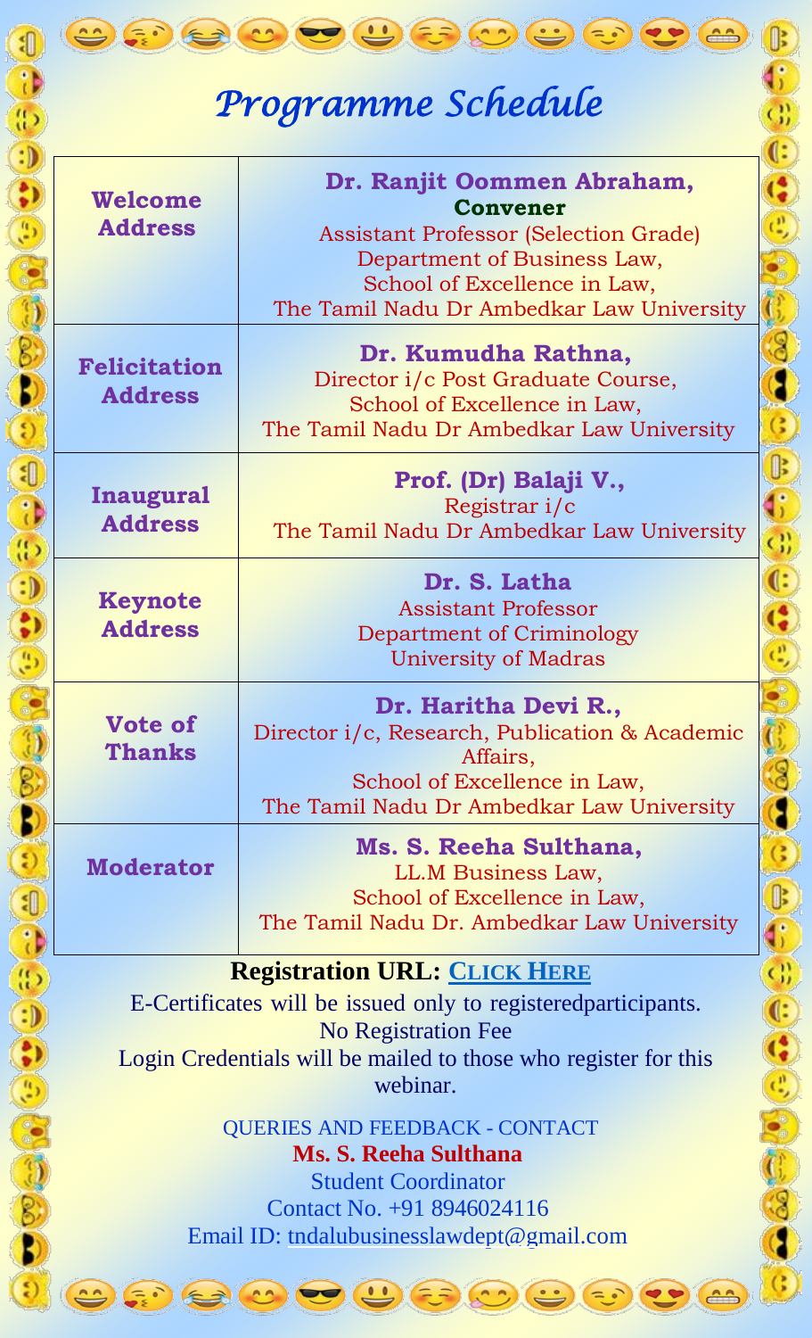# *Programme Schedule*

| | |
|---|---|
| **Welcome Address** | **Dr. Ranjit Oommen Abraham,** **Convener** Assistant Professor (Selection Grade) Department of Business Law, School of Excellence in Law, The Tamil Nadu Dr Ambedkar Law University |
| **Felicitation Address** | **Dr. Kumudha Rathna,** Director i/c Post Graduate Course, School of Excellence in Law, The Tamil Nadu Dr Ambedkar Law University |
| **Inaugural Address** | **Prof. (Dr) Balaji V.,** Registrar i/c The Tamil Nadu Dr Ambedkar Law University |
| **Keynote Address** | **Dr. S. Latha** Assistant Professor Department of Criminology University of Madras |
| **Vote of Thanks** | **Dr. Haritha Devi R.,** Director i/c, Research, Publication & Academic Affairs, School of Excellence in Law, The Tamil Nadu Dr Ambedkar Law University |
| **Moderator** | **Ms. S. Reeha Sulthana,** LL.M Business Law, School of Excellence in Law, The Tamil Nadu Dr. Ambedkar Law University |

**Registration URL: CLICK HERE**

E-Certificates will be issued only to registeredparticipants.
No Registration Fee
Login Credentials will be mailed to those who register for this webinar.

QUERIES AND FEEDBACK - CONTACT
**Ms. S. Reeha Sulthana**
Student Coordinator
Contact No. +91 8946024116
Email ID: tndalubusinesslawdept@gmail.com